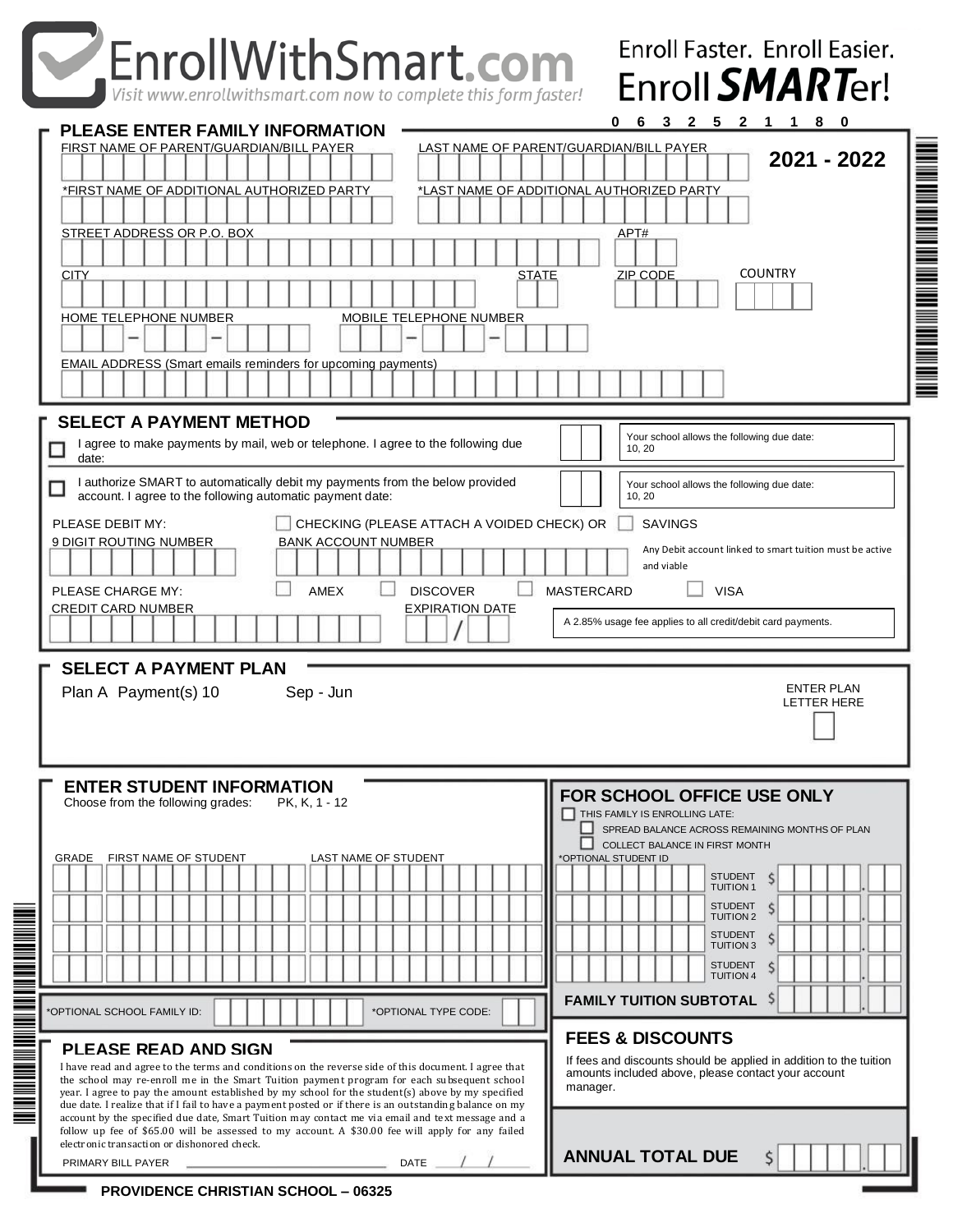# EnrollWithSmart.com

*Visit www.enrollwithsmart.com now to complete this form faster!*

Enroll Faster. Enroll Easier.
Enroll ***SMART***er!

0 6 3 2 5 2 1 1 8 0

**2021 - 2022**

## PLEASE ENTER FAMILY INFORMATION

FIRST NAME OF PARENT/GUARDIAN/BILL PAYER

LAST NAME OF PARENT/GUARDIAN/BILL PAYER

*FIRST NAME OF ADDITIONAL AUTHORIZED PARTY

*LAST NAME OF ADDITIONAL AUTHORIZED PARTY

STREET ADDRESS OR P.O. BOX

APT#

CITY

STATE

ZIP CODE

COUNTRY

HOME TELEPHONE NUMBER

MOBILE TELEPHONE NUMBER

EMAIL ADDRESS (Smart emails reminders for upcoming payments)

## SELECT A PAYMENT METHOD

☐ I agree to make payments by mail, web or telephone. I agree to the following due date:

Your school allows the following due date: 10, 20

☐ I authorize SMART to automatically debit my payments from the below provided account. I agree to the following automatic payment date:

Your school allows the following due date: 10, 20

PLEASE DEBIT MY: ☐ CHECKING (PLEASE ATTACH A VOIDED CHECK) OR ☐ SAVINGS

9 DIGIT ROUTING NUMBER

BANK ACCOUNT NUMBER

Any Debit account linked to smart tuition must be active and viable

PLEASE CHARGE MY: ☐ AMEX ☐ DISCOVER ☐ MASTERCARD ☐ VISA

CREDIT CARD NUMBER

EXPIRATION DATE /

A 2.85% usage fee applies to all credit/debit card payments.

## SELECT A PAYMENT PLAN

Plan A Payment(s) 10 Sep - Jun

ENTER PLAN LETTER HERE

## ENTER STUDENT INFORMATION

Choose from the following grades: PK, K, 1 - 12

| GRADE | FIRST NAME OF STUDENT | LAST NAME OF STUDENT |
|---|---|---|
| | | |
| | | |
| | | |
| | | |

*OPTIONAL SCHOOL FAMILY ID:

*OPTIONAL TYPE CODE:

## FOR SCHOOL OFFICE USE ONLY

☐ THIS FAMILY IS ENROLLING LATE:

☐ SPREAD BALANCE ACROSS REMAINING MONTHS OF PLAN

☐ COLLECT BALANCE IN FIRST MONTH

| *OPTIONAL STUDENT ID | | |
|---|---|---|
| | STUDENT TUITION 1 | $ . |
| | STUDENT TUITION 2 | $ . |
| | STUDENT TUITION 3 | $ . |
| | STUDENT TUITION 4 | $ . |

**FAMILY TUITION SUBTOTAL** $ .

## FEES & DISCOUNTS

If fees and discounts should be applied in addition to the tuition amounts included above, please contact your account manager.

**ANNUAL TOTAL DUE** $ .

## PLEASE READ AND SIGN

I have read and agree to the terms and conditions on the reverse side of this document. I agree that the school may re-enroll me in the Smart Tuition payment program for each subsequent school year. I agree to pay the amount established by my school for the student(s) above by my specified due date. I realize that if I fail to have a payment posted or if there is an outstanding balance on my account by the specified due date, Smart Tuition may contact me via email and text message and a follow up fee of $65.00 will be assessed to my account. A $30.00 fee will apply for any failed electronic transaction or dishonored check.

PRIMARY BILL PAYER ______________________ DATE ___/___/___

**PROVIDENCE CHRISTIAN SCHOOL – 06325**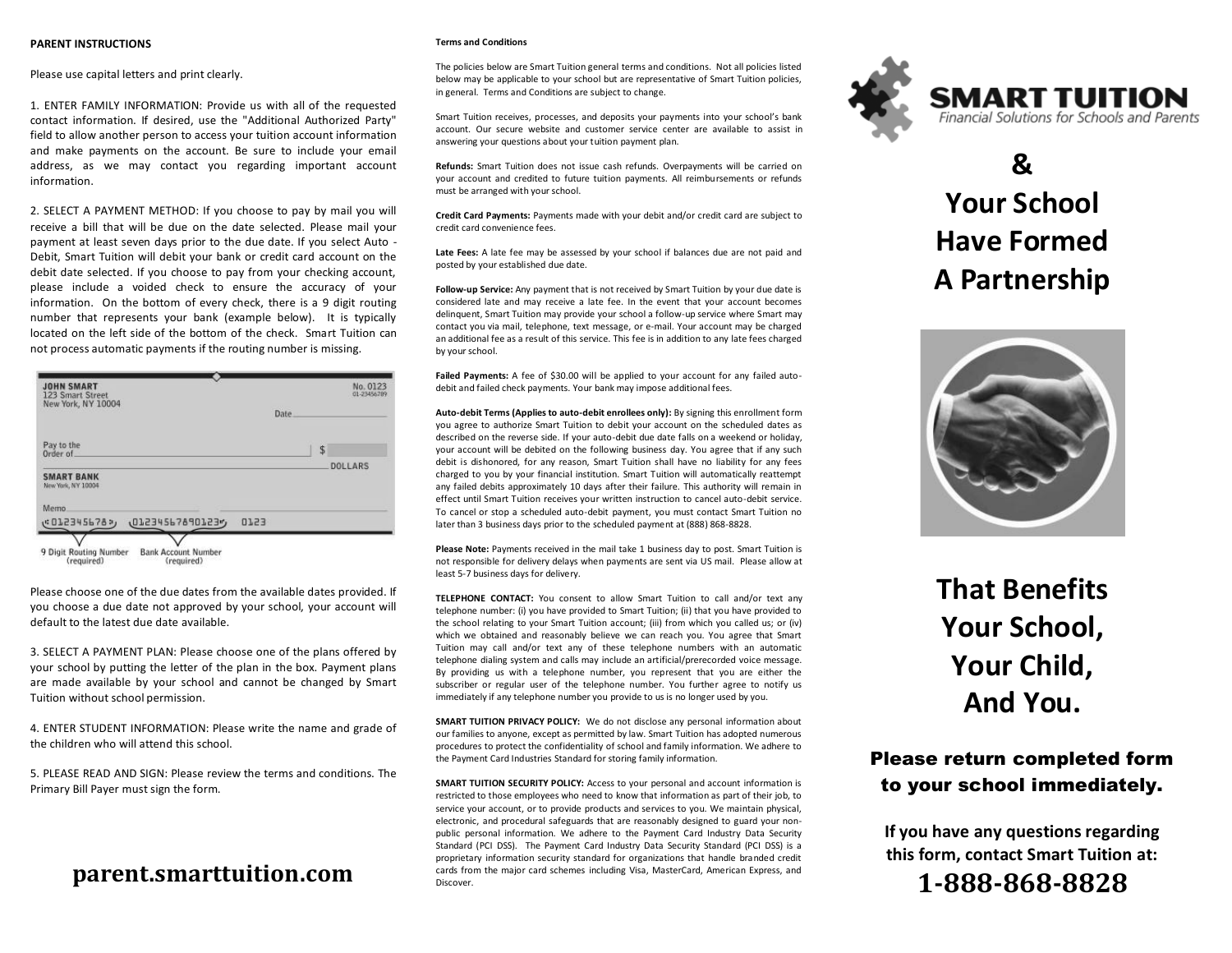**PARENT INSTRUCTIONS**

Please use capital letters and print clearly.

1. ENTER FAMILY INFORMATION: Provide us with all of the requested contact information. If desired, use the "Additional Authorized Party" field to allow another person to access your tuition account information and make payments on the account. Be sure to include your email address, as we may contact you regarding important account information.

2. SELECT A PAYMENT METHOD: If you choose to pay by mail you will receive a bill that will be due on the date selected. Please mail your payment at least seven days prior to the due date. If you select Auto - Debit, Smart Tuition will debit your bank or credit card account on the debit date selected. If you choose to pay from your checking account, please include a voided check to ensure the accuracy of your information. On the bottom of every check, there is a 9 digit routing number that represents your bank (example below). It is typically located on the left side of the bottom of the check. Smart Tuition can not process automatic payments if the routing number is missing.

JOHN SMART
123 Smart Street
New York, NY 10004

No. 0123
01-23456789

Date

Pay to the Order of $

DOLLARS

SMART BANK
New York, NY 10004

Memo

⑆012345678⑆ 01234567890123⑈ 0123

9 Digit Routing Number (required)

Bank Account Number (required)

Please choose one of the due dates from the available dates provided. If you choose a due date not approved by your school, your account will default to the latest due date available.

3. SELECT A PAYMENT PLAN: Please choose one of the plans offered by your school by putting the letter of the plan in the box. Payment plans are made available by your school and cannot be changed by Smart Tuition without school permission.

4. ENTER STUDENT INFORMATION: Please write the name and grade of the children who will attend this school.

5. PLEASE READ AND SIGN: Please review the terms and conditions. The Primary Bill Payer must sign the form.

## parent.smarttuition.com

**Terms and Conditions**

The policies below are Smart Tuition general terms and conditions. Not all policies listed below may be applicable to your school but are representative of Smart Tuition policies, in general. Terms and Conditions are subject to change.

Smart Tuition receives, processes, and deposits your payments into your school's bank account. Our secure website and customer service center are available to assist in answering your questions about your tuition payment plan.

**Refunds:** Smart Tuition does not issue cash refunds. Overpayments will be carried on your account and credited to future tuition payments. All reimbursements or refunds must be arranged with your school.

**Credit Card Payments:** Payments made with your debit and/or credit card are subject to credit card convenience fees.

**Late Fees:** A late fee may be assessed by your school if balances due are not paid and posted by your established due date.

**Follow-up Service:** Any payment that is not received by Smart Tuition by your due date is considered late and may receive a late fee. In the event that your account becomes delinquent, Smart Tuition may provide your school a follow-up service where Smart may contact you via mail, telephone, text message, or e-mail. Your account may be charged an additional fee as a result of this service. This fee is in addition to any late fees charged by your school.

**Failed Payments:** A fee of $30.00 will be applied to your account for any failed auto-debit and failed check payments. Your bank may impose additional fees.

**Auto-debit Terms (Applies to auto-debit enrollees only):** By signing this enrollment form you agree to authorize Smart Tuition to debit your account on the scheduled dates as described on the reverse side. If your auto-debit due date falls on a weekend or holiday, your account will be debited on the following business day. You agree that if any such debit is dishonored, for any reason, Smart Tuition shall have no liability for any fees charged to you by your financial institution. Smart Tuition will automatically reattempt any failed debits approximately 10 days after their failure. This authority will remain in effect until Smart Tuition receives your written instruction to cancel auto-debit service. To cancel or stop a scheduled auto-debit payment, you must contact Smart Tuition no later than 3 business days prior to the scheduled payment at (888) 868-8828.

**Please Note:** Payments received in the mail take 1 business day to post. Smart Tuition is not responsible for delivery delays when payments are sent via US mail. Please allow at least 5-7 business days for delivery.

**TELEPHONE CONTACT:** You consent to allow Smart Tuition to call and/or text any telephone number: (i) you have provided to Smart Tuition; (ii) that you have provided to the school relating to your Smart Tuition account; (iii) from which you called us; or (iv) which we obtained and reasonably believe we can reach you. You agree that Smart Tuition may call and/or text any of these telephone numbers with an automatic telephone dialing system and calls may include an artificial/prerecorded voice message. By providing us with a telephone number, you represent that you are either the subscriber or regular user of the telephone number. You further agree to notify us immediately if any telephone number you provide to us is no longer used by you.

**SMART TUITION PRIVACY POLICY:** We do not disclose any personal information about our families to anyone, except as permitted by law. Smart Tuition has adopted numerous procedures to protect the confidentiality of school and family information. We adhere to the Payment Card Industries Standard for storing family information.

**SMART TUITION SECURITY POLICY:** Access to your personal and account information is restricted to those employees who need to know that information as part of their job, to service your account, or to provide products and services to you. We maintain physical, electronic, and procedural safeguards that are reasonably designed to guard your non-public personal information. We adhere to the Payment Card Industry Data Security Standard (PCI DSS). The Payment Card Industry Data Security Standard (PCI DSS) is a proprietary information security standard for organizations that handle branded credit cards from the major card schemes including Visa, MasterCard, American Express, and Discover.

**SMART TUITION**
*Financial Solutions for Schools and Parents*

# & Your School Have Formed A Partnership

# That Benefits Your School, Your Child, And You.

**Please return completed form to your school immediately.**

**If you have any questions regarding this form, contact Smart Tuition at:**

## 1-888-868-8828